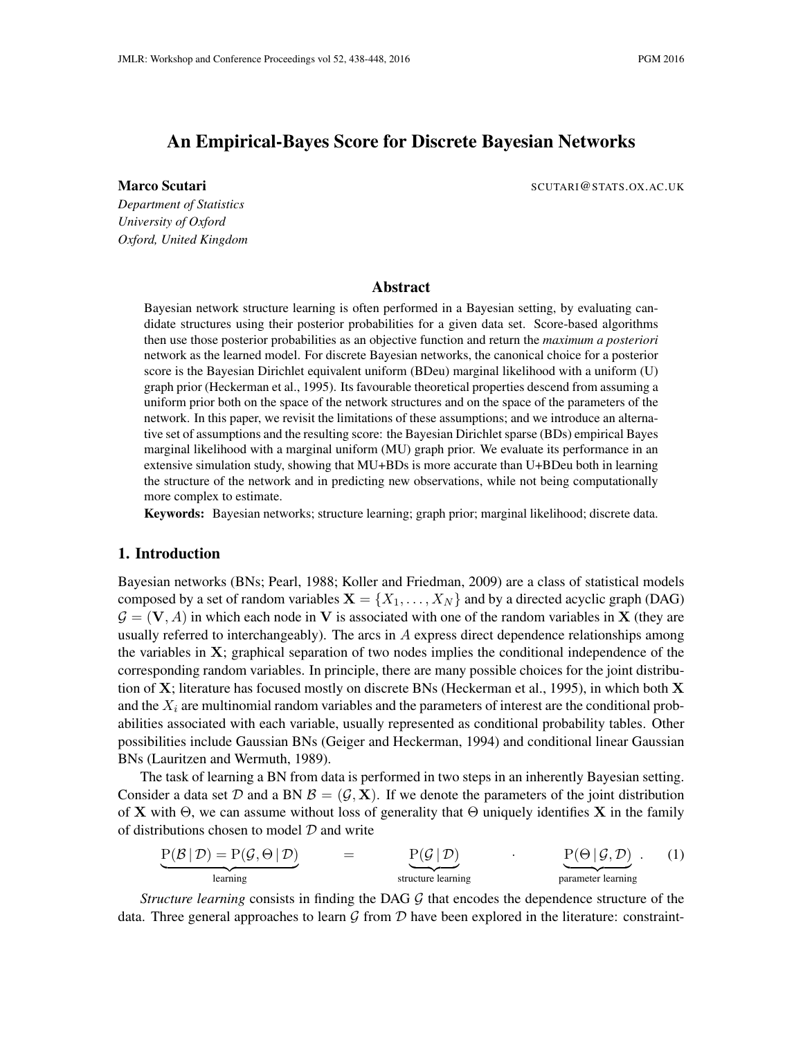# An Empirical-Bayes Score for Discrete Bayesian Networks

**Marco Scutari** SCUTARI@STATS.OX.AC.UK

*Department of Statistics*
*University of Oxford*
*Oxford, United Kingdom*

## Abstract

Bayesian network structure learning is often performed in a Bayesian setting, by evaluating candidate structures using their posterior probabilities for a given data set. Score-based algorithms then use those posterior probabilities as an objective function and return the *maximum a posteriori* network as the learned model. For discrete Bayesian networks, the canonical choice for a posterior score is the Bayesian Dirichlet equivalent uniform (BDeu) marginal likelihood with a uniform (U) graph prior (Heckerman et al., 1995). Its favourable theoretical properties descend from assuming a uniform prior both on the space of the network structures and on the space of the parameters of the network. In this paper, we revisit the limitations of these assumptions; and we introduce an alternative set of assumptions and the resulting score: the Bayesian Dirichlet sparse (BDs) empirical Bayes marginal likelihood with a marginal uniform (MU) graph prior. We evaluate its performance in an extensive simulation study, showing that MU+BDs is more accurate than U+BDeu both in learning the structure of the network and in predicting new observations, while not being computationally more complex to estimate.

**Keywords:** Bayesian networks; structure learning; graph prior; marginal likelihood; discrete data.

## 1. Introduction

Bayesian networks (BNs; Pearl, 1988; Koller and Friedman, 2009) are a class of statistical models composed by a set of random variables $\mathbf{X} = \{X_1, \ldots, X_N\}$ and by a directed acyclic graph (DAG) $\mathcal{G} = (\mathbf{V}, A)$ in which each node in $\mathbf{V}$ is associated with one of the random variables in $\mathbf{X}$ (they are usually referred to interchangeably). The arcs in $A$ express direct dependence relationships among the variables in $\mathbf{X}$; graphical separation of two nodes implies the conditional independence of the corresponding random variables. In principle, there are many possible choices for the joint distribution of $\mathbf{X}$; literature has focused mostly on discrete BNs (Heckerman et al., 1995), in which both $\mathbf{X}$ and the $X_i$ are multinomial random variables and the parameters of interest are the conditional probabilities associated with each variable, usually represented as conditional probability tables. Other possibilities include Gaussian BNs (Geiger and Heckerman, 1994) and conditional linear Gaussian BNs (Lauritzen and Wermuth, 1989).

The task of learning a BN from data is performed in two steps in an inherently Bayesian setting. Consider a data set $\mathcal{D}$ and a BN $\mathcal{B} = (\mathcal{G}, \mathbf{X})$. If we denote the parameters of the joint distribution of $\mathbf{X}$ with $\Theta$, we can assume without loss of generality that $\Theta$ uniquely identifies $\mathbf{X}$ in the family of distributions chosen to model $\mathcal{D}$ and write

$$\underbrace{\mathrm{P}(\mathcal{B} \mid \mathcal{D}) = \mathrm{P}(\mathcal{G}, \Theta \mid \mathcal{D})}_{\text{learning}} \quad = \quad \underbrace{\mathrm{P}(\mathcal{G} \mid \mathcal{D})}_{\text{structure learning}} \quad \cdot \quad \underbrace{\mathrm{P}(\Theta \mid \mathcal{G}, \mathcal{D})}_{\text{parameter learning}}. \tag{1}$$

*Structure learning* consists in finding the DAG $\mathcal{G}$ that encodes the dependence structure of the data. Three general approaches to learn $\mathcal{G}$ from $\mathcal{D}$ have been explored in the literature: constraint-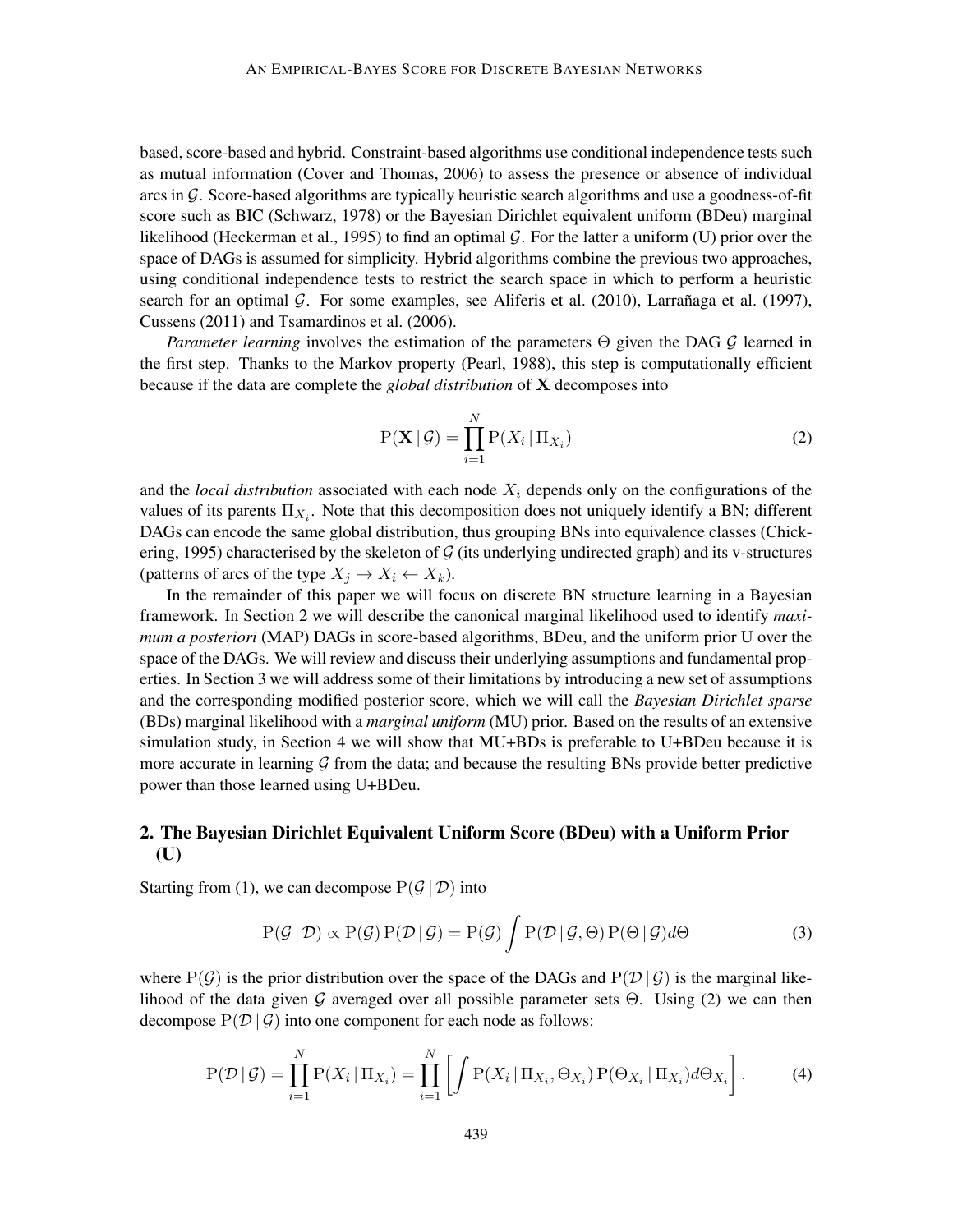based, score-based and hybrid. Constraint-based algorithms use conditional independence tests such as mutual information (Cover and Thomas, 2006) to assess the presence or absence of individual arcs in $\mathcal{G}$. Score-based algorithms are typically heuristic search algorithms and use a goodness-of-fit score such as BIC (Schwarz, 1978) or the Bayesian Dirichlet equivalent uniform (BDeu) marginal likelihood (Heckerman et al., 1995) to find an optimal $\mathcal{G}$. For the latter a uniform (U) prior over the space of DAGs is assumed for simplicity. Hybrid algorithms combine the previous two approaches, using conditional independence tests to restrict the search space in which to perform a heuristic search for an optimal $\mathcal{G}$. For some examples, see Aliferis et al. (2010), Larrañaga et al. (1997), Cussens (2011) and Tsamardinos et al. (2006).

*Parameter learning* involves the estimation of the parameters $\Theta$ given the DAG $\mathcal{G}$ learned in the first step. Thanks to the Markov property (Pearl, 1988), this step is computationally efficient because if the data are complete the *global distribution* of $\mathbf{X}$ decomposes into

$$\mathrm{P}(\mathbf{X} \,|\, \mathcal{G}) = \prod_{i=1}^{N} \mathrm{P}(X_i \,|\, \Pi_{X_i}) \tag{2}$$

and the *local distribution* associated with each node $X_i$ depends only on the configurations of the values of its parents $\Pi_{X_i}$. Note that this decomposition does not uniquely identify a BN; different DAGs can encode the same global distribution, thus grouping BNs into equivalence classes (Chickering, 1995) characterised by the skeleton of $\mathcal{G}$ (its underlying undirected graph) and its v-structures (patterns of arcs of the type $X_j \rightarrow X_i \leftarrow X_k$).

In the remainder of this paper we will focus on discrete BN structure learning in a Bayesian framework. In Section 2 we will describe the canonical marginal likelihood used to identify *maximum a posteriori* (MAP) DAGs in score-based algorithms, BDeu, and the uniform prior U over the space of the DAGs. We will review and discuss their underlying assumptions and fundamental properties. In Section 3 we will address some of their limitations by introducing a new set of assumptions and the corresponding modified posterior score, which we will call the *Bayesian Dirichlet sparse* (BDs) marginal likelihood with a *marginal uniform* (MU) prior. Based on the results of an extensive simulation study, in Section 4 we will show that MU+BDs is preferable to U+BDeu because it is more accurate in learning $\mathcal{G}$ from the data; and because the resulting BNs provide better predictive power than those learned using U+BDeu.

## 2. The Bayesian Dirichlet Equivalent Uniform Score (BDeu) with a Uniform Prior (U)

Starting from (1), we can decompose $\mathrm{P}(\mathcal{G} \,|\, \mathcal{D})$ into

$$\mathrm{P}(\mathcal{G} \,|\, \mathcal{D}) \propto \mathrm{P}(\mathcal{G})\,\mathrm{P}(\mathcal{D} \,|\, \mathcal{G}) = \mathrm{P}(\mathcal{G}) \int \mathrm{P}(\mathcal{D} \,|\, \mathcal{G}, \Theta)\,\mathrm{P}(\Theta \,|\, \mathcal{G}) d\Theta \tag{3}$$

where $\mathrm{P}(\mathcal{G})$ is the prior distribution over the space of the DAGs and $\mathrm{P}(\mathcal{D} \,|\, \mathcal{G})$ is the marginal likelihood of the data given $\mathcal{G}$ averaged over all possible parameter sets $\Theta$. Using (2) we can then decompose $\mathrm{P}(\mathcal{D} \,|\, \mathcal{G})$ into one component for each node as follows:

$$\mathrm{P}(\mathcal{D} \,|\, \mathcal{G}) = \prod_{i=1}^{N} \mathrm{P}(X_i \,|\, \Pi_{X_i}) = \prod_{i=1}^{N} \left[ \int \mathrm{P}(X_i \,|\, \Pi_{X_i}, \Theta_{X_i})\,\mathrm{P}(\Theta_{X_i} \,|\, \Pi_{X_i}) d\Theta_{X_i} \right]. \tag{4}$$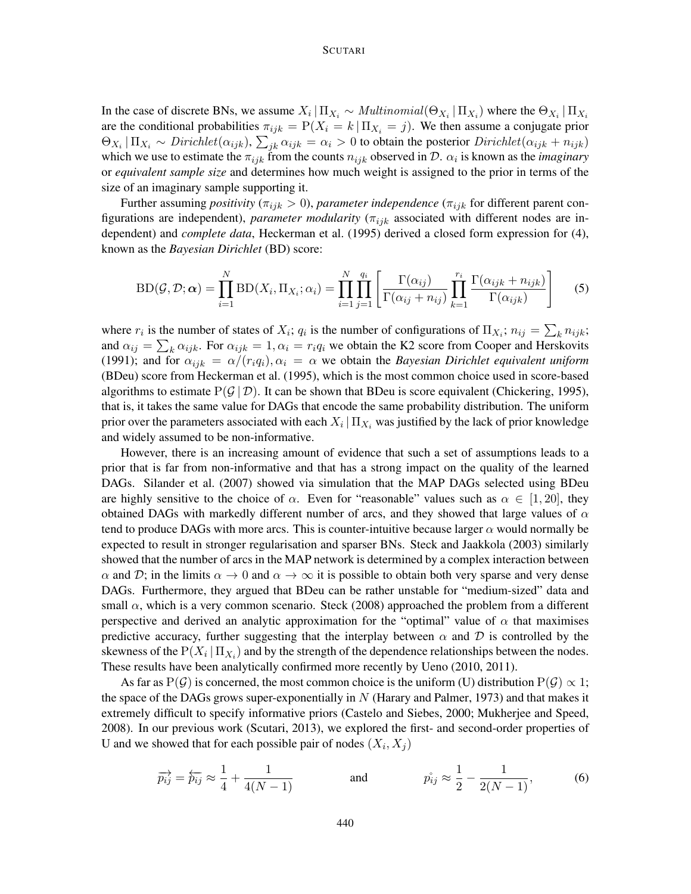In the case of discrete BNs, we assume $X_i \,|\, \Pi_{X_i} \sim \mathit{Multinomial}(\Theta_{X_i} \,|\, \Pi_{X_i})$ where the $\Theta_{X_i} \,|\, \Pi_{X_i}$ are the conditional probabilities $\pi_{ijk} = \mathrm{P}(X_i = k \,|\, \Pi_{X_i} = j)$. We then assume a conjugate prior $\Theta_{X_i} \,|\, \Pi_{X_i} \sim \mathit{Dirichlet}(\alpha_{ijk})$, $\sum_{jk} \alpha_{ijk} = \alpha_i > 0$ to obtain the posterior $\mathit{Dirichlet}(\alpha_{ijk} + n_{ijk})$ which we use to estimate the $\pi_{ijk}$ from the counts $n_{ijk}$ observed in $\mathcal{D}$. $\alpha_i$ is known as the *imaginary* or *equivalent sample size* and determines how much weight is assigned to the prior in terms of the size of an imaginary sample supporting it.

Further assuming *positivity* ($\pi_{ijk} > 0$), *parameter independence* ($\pi_{ijk}$ for different parent configurations are independent), *parameter modularity* ($\pi_{ijk}$ associated with different nodes are independent) and *complete data*, Heckerman et al. (1995) derived a closed form expression for (4), known as the *Bayesian Dirichlet* (BD) score:

$$\mathrm{BD}(\mathcal{G}, \mathcal{D}; \boldsymbol{\alpha}) = \prod_{i=1}^{N} \mathrm{BD}(X_i, \Pi_{X_i}; \alpha_i) = \prod_{i=1}^{N} \prod_{j=1}^{q_i} \left[ \frac{\Gamma(\alpha_{ij})}{\Gamma(\alpha_{ij} + n_{ij})} \prod_{k=1}^{r_i} \frac{\Gamma(\alpha_{ijk} + n_{ijk})}{\Gamma(\alpha_{ijk})} \right] \tag{5}$$

where $r_i$ is the number of states of $X_i$; $q_i$ is the number of configurations of $\Pi_{X_i}$; $n_{ij} = \sum_k n_{ijk}$; and $\alpha_{ij} = \sum_k \alpha_{ijk}$. For $\alpha_{ijk} = 1, \alpha_i = r_i q_i$ we obtain the K2 score from Cooper and Herskovits (1991); and for $\alpha_{ijk} = \alpha/(r_i q_i), \alpha_i = \alpha$ we obtain the *Bayesian Dirichlet equivalent uniform* (BDeu) score from Heckerman et al. (1995), which is the most common choice used in score-based algorithms to estimate $\mathrm{P}(\mathcal{G} \,|\, \mathcal{D})$. It can be shown that BDeu is score equivalent (Chickering, 1995), that is, it takes the same value for DAGs that encode the same probability distribution. The uniform prior over the parameters associated with each $X_i \,|\, \Pi_{X_i}$ was justified by the lack of prior knowledge and widely assumed to be non-informative.

However, there is an increasing amount of evidence that such a set of assumptions leads to a prior that is far from non-informative and that has a strong impact on the quality of the learned DAGs. Silander et al. (2007) showed via simulation that the MAP DAGs selected using BDeu are highly sensitive to the choice of $\alpha$. Even for "reasonable" values such as $\alpha \in [1, 20]$, they obtained DAGs with markedly different number of arcs, and they showed that large values of $\alpha$ tend to produce DAGs with more arcs. This is counter-intuitive because larger $\alpha$ would normally be expected to result in stronger regularisation and sparser BNs. Steck and Jaakkola (2003) similarly showed that the number of arcs in the MAP network is determined by a complex interaction between $\alpha$ and $\mathcal{D}$; in the limits $\alpha \to 0$ and $\alpha \to \infty$ it is possible to obtain both very sparse and very dense DAGs. Furthermore, they argued that BDeu can be rather unstable for "medium-sized" data and small $\alpha$, which is a very common scenario. Steck (2008) approached the problem from a different perspective and derived an analytic approximation for the "optimal" value of $\alpha$ that maximises predictive accuracy, further suggesting that the interplay between $\alpha$ and $\mathcal{D}$ is controlled by the skewness of the $\mathrm{P}(X_i \,|\, \Pi_{X_i})$ and by the strength of the dependence relationships between the nodes. These results have been analytically confirmed more recently by Ueno (2010, 2011).

As far as $\mathrm{P}(\mathcal{G})$ is concerned, the most common choice is the uniform (U) distribution $\mathrm{P}(\mathcal{G}) \propto 1$; the space of the DAGs grows super-exponentially in $N$ (Harary and Palmer, 1973) and that makes it extremely difficult to specify informative priors (Castelo and Siebes, 2000; Mukherjee and Speed, 2008). In our previous work (Scutari, 2013), we explored the first- and second-order properties of U and we showed that for each possible pair of nodes $(X_i, X_j)$

$$\overrightarrow{p_{ij}} = \overleftarrow{p_{ij}} \approx \frac{1}{4} + \frac{1}{4(N-1)} \qquad \text{and} \qquad \mathring{p_{ij}} \approx \frac{1}{2} - \frac{1}{2(N-1)}, \tag{6}$$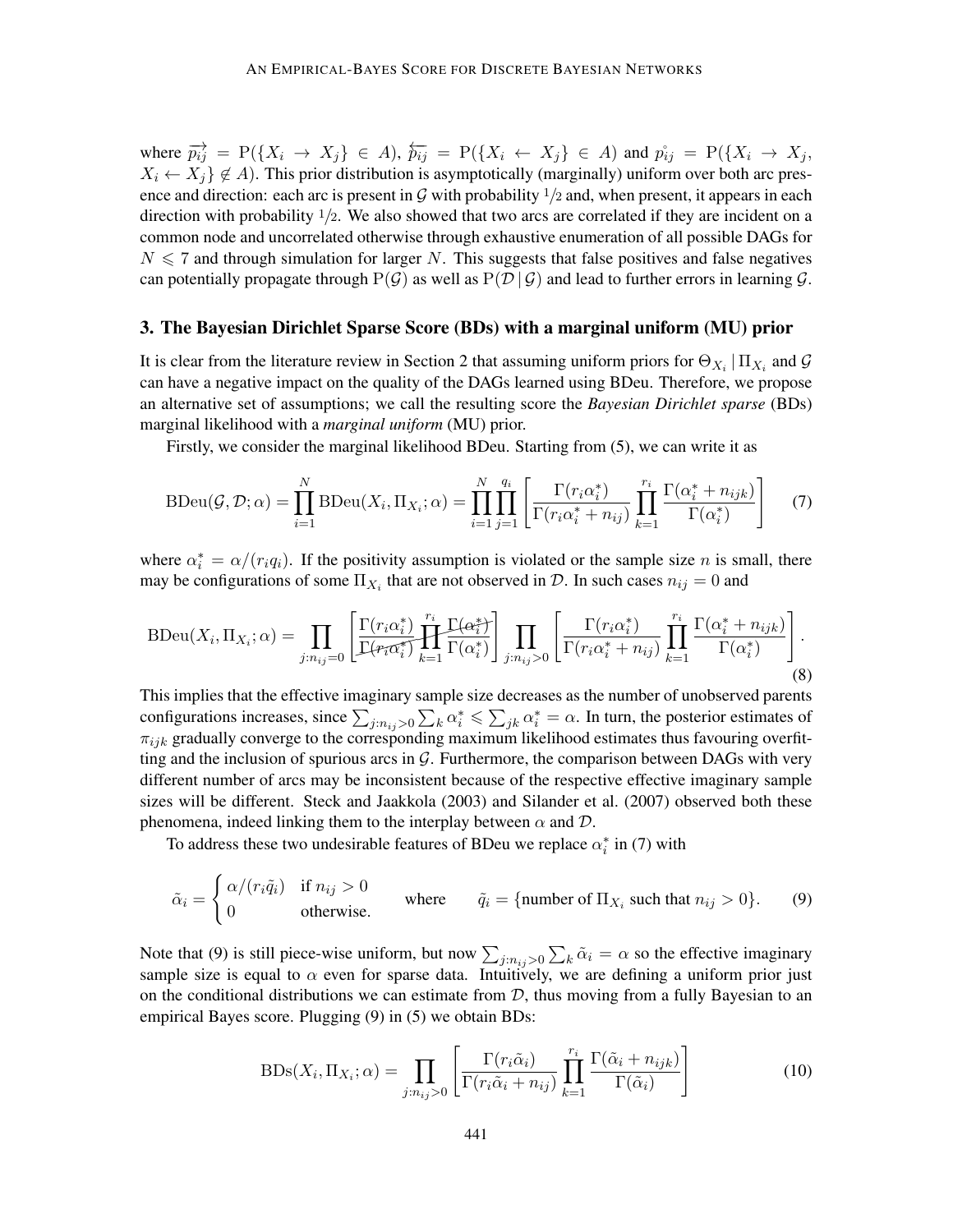where $\overrightarrow{p_{ij}} = \mathrm{P}(\{X_i \to X_j\} \in A)$, $\overleftarrow{p_{ij}} = \mathrm{P}(\{X_i \leftarrow X_j\} \in A)$ and $\mathring{p_{ij}} = \mathrm{P}(\{X_i \to X_j, X_i \leftarrow X_j\} \notin A)$. This prior distribution is asymptotically (marginally) uniform over both arc presence and direction: each arc is present in $\mathcal{G}$ with probability $1/2$ and, when present, it appears in each direction with probability $1/2$. We also showed that two arcs are correlated if they are incident on a common node and uncorrelated otherwise through exhaustive enumeration of all possible DAGs for $N \leqslant 7$ and through simulation for larger $N$. This suggests that false positives and false negatives can potentially propagate through $\mathrm{P}(\mathcal{G})$ as well as $\mathrm{P}(\mathcal{D} \mid \mathcal{G})$ and lead to further errors in learning $\mathcal{G}$.

## 3. The Bayesian Dirichlet Sparse Score (BDs) with a marginal uniform (MU) prior

It is clear from the literature review in Section 2 that assuming uniform priors for $\Theta_{X_i} \mid \Pi_{X_i}$ and $\mathcal{G}$ can have a negative impact on the quality of the DAGs learned using BDeu. Therefore, we propose an alternative set of assumptions; we call the resulting score the *Bayesian Dirichlet sparse* (BDs) marginal likelihood with a *marginal uniform* (MU) prior.

Firstly, we consider the marginal likelihood BDeu. Starting from (5), we can write it as

$$\mathrm{BDeu}(\mathcal{G}, \mathcal{D}; \alpha) = \prod_{i=1}^{N} \mathrm{BDeu}(X_i, \Pi_{X_i}; \alpha) = \prod_{i=1}^{N} \prod_{j=1}^{q_i} \left[ \frac{\Gamma(r_i \alpha_i^*)}{\Gamma(r_i \alpha_i^* + n_{ij})} \prod_{k=1}^{r_i} \frac{\Gamma(\alpha_i^* + n_{ijk})}{\Gamma(\alpha_i^*)} \right] \tag{7}$$

where $\alpha_i^* = \alpha/(r_i q_i)$. If the positivity assumption is violated or the sample size $n$ is small, there may be configurations of some $\Pi_{X_i}$ that are not observed in $\mathcal{D}$. In such cases $n_{ij} = 0$ and

$$\mathrm{BDeu}(X_i, \Pi_{X_i}; \alpha) = \prod_{j: n_{ij} = 0} \left[ \frac{\Gamma(r_i \alpha_i^*)}{\cancel{\Gamma(r_i \alpha_i^*)}} \prod_{k=1}^{r_i} \frac{\cancel{\Gamma(\alpha_i^*)}}{\Gamma(\alpha_i^*)} \right] \prod_{j: n_{ij} > 0} \left[ \frac{\Gamma(r_i \alpha_i^*)}{\Gamma(r_i \alpha_i^* + n_{ij})} \prod_{k=1}^{r_i} \frac{\Gamma(\alpha_i^* + n_{ijk})}{\Gamma(\alpha_i^*)} \right]. \tag{8}$$

This implies that the effective imaginary sample size decreases as the number of unobserved parents configurations increases, since $\sum_{j: n_{ij} > 0} \sum_k \alpha_i^* \leqslant \sum_{jk} \alpha_i^* = \alpha$. In turn, the posterior estimates of $\pi_{ijk}$ gradually converge to the corresponding maximum likelihood estimates thus favouring overfitting and the inclusion of spurious arcs in $\mathcal{G}$. Furthermore, the comparison between DAGs with very different number of arcs may be inconsistent because of the respective effective imaginary sample sizes will be different. Steck and Jaakkola (2003) and Silander et al. (2007) observed both these phenomena, indeed linking them to the interplay between $\alpha$ and $\mathcal{D}$.

To address these two undesirable features of BDeu we replace $\alpha_i^*$ in (7) with

$$\tilde{\alpha}_i = \begin{cases} \alpha/(r_i \tilde{q}_i) & \text{if } n_{ij} > 0 \\ 0 & \text{otherwise.} \end{cases} \qquad \text{where} \qquad \tilde{q}_i = \{\text{number of } \Pi_{X_i} \text{ such that } n_{ij} > 0\}. \tag{9}$$

Note that (9) is still piece-wise uniform, but now $\sum_{j: n_{ij} > 0} \sum_k \tilde{\alpha}_i = \alpha$ so the effective imaginary sample size is equal to $\alpha$ even for sparse data. Intuitively, we are defining a uniform prior just on the conditional distributions we can estimate from $\mathcal{D}$, thus moving from a fully Bayesian to an empirical Bayes score. Plugging (9) in (5) we obtain BDs:

$$\mathrm{BDs}(X_i, \Pi_{X_i}; \alpha) = \prod_{j: n_{ij} > 0} \left[ \frac{\Gamma(r_i \tilde{\alpha}_i)}{\Gamma(r_i \tilde{\alpha}_i + n_{ij})} \prod_{k=1}^{r_i} \frac{\Gamma(\tilde{\alpha}_i + n_{ijk})}{\Gamma(\tilde{\alpha}_i)} \right] \tag{10}$$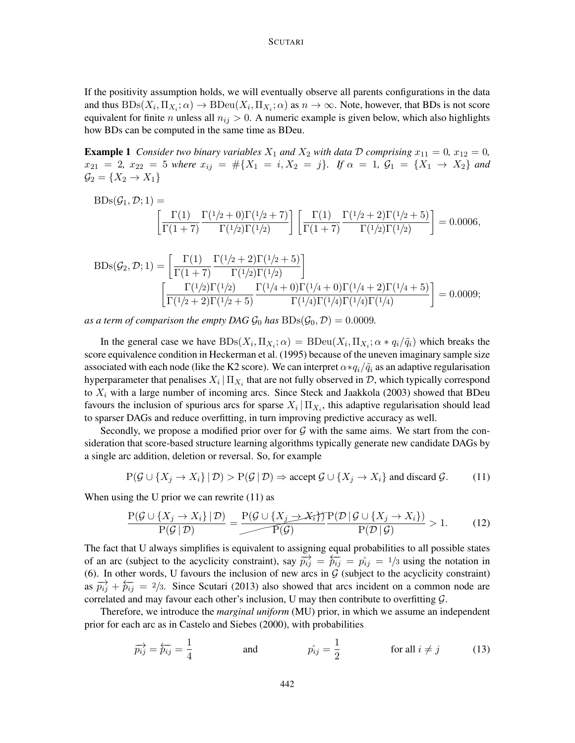If the positivity assumption holds, we will eventually observe all parents configurations in the data and thus $\mathrm{BDs}(X_i, \Pi_{X_i}; \alpha) \to \mathrm{BDeu}(X_i, \Pi_{X_i}; \alpha)$ as $n \to \infty$. Note, however, that BDs is not score equivalent for finite $n$ unless all $n_{ij} > 0$. A numeric example is given below, which also highlights how BDs can be computed in the same time as BDeu.

**Example 1** *Consider two binary variables $X_1$ and $X_2$ with data $\mathcal{D}$ comprising $x_{11} = 0$, $x_{12} = 0$, $x_{21} = 2$, $x_{22} = 5$ where $x_{ij} = \#\{X_1 = i, X_2 = j\}$. If $\alpha = 1$, $\mathcal{G}_1 = \{X_1 \to X_2\}$ and $\mathcal{G}_2 = \{X_2 \to X_1\}$*

$$\mathrm{BDs}(\mathcal{G}_1, \mathcal{D}; 1) = \left[\frac{\Gamma(1)}{\Gamma(1+7)} \frac{\Gamma(1/2+0)\Gamma(1/2+7)}{\Gamma(1/2)\Gamma(1/2)}\right] \left[\frac{\Gamma(1)}{\Gamma(1+7)} \frac{\Gamma(1/2+2)\Gamma(1/2+5)}{\Gamma(1/2)\Gamma(1/2)}\right] = 0.0006,$$

$$\mathrm{BDs}(\mathcal{G}_2, \mathcal{D}; 1) = \left[\frac{\Gamma(1)}{\Gamma(1+7)} \frac{\Gamma(1/2+2)\Gamma(1/2+5)}{\Gamma(1/2)\Gamma(1/2)}\right] \left[\frac{\Gamma(1/2)\Gamma(1/2)}{\Gamma(1/2+2)\Gamma(1/2+5)} \frac{\Gamma(1/4+0)\Gamma(1/4+0)\Gamma(1/4+2)\Gamma(1/4+5)}{\Gamma(1/4)\Gamma(1/4)\Gamma(1/4)\Gamma(1/4)}\right] = 0.0009;$$

*as a term of comparison the empty DAG $\mathcal{G}_0$ has $\mathrm{BDs}(\mathcal{G}_0, \mathcal{D}) = 0.0009$.*

In the general case we have $\mathrm{BDs}(X_i, \Pi_{X_i}; \alpha) = \mathrm{BDeu}(X_i, \Pi_{X_i}; \alpha * q_i/\tilde{q}_i)$ which breaks the score equivalence condition in Heckerman et al. (1995) because of the uneven imaginary sample size associated with each node (like the K2 score). We can interpret $\alpha * q_i/\tilde{q}_i$ as an adaptive regularisation hyperparameter that penalises $X_i \mid \Pi_{X_i}$ that are not fully observed in $\mathcal{D}$, which typically correspond to $X_i$ with a large number of incoming arcs. Since Steck and Jaakkola (2003) showed that BDeu favours the inclusion of spurious arcs for sparse $X_i \mid \Pi_{X_i}$, this adaptive regularisation should lead to sparser DAGs and reduce overfitting, in turn improving predictive accuracy as well.

Secondly, we propose a modified prior over for $\mathcal{G}$ with the same aims. We start from the consideration that score-based structure learning algorithms typically generate new candidate DAGs by a single arc addition, deletion or reversal. So, for example

$$\mathrm{P}(\mathcal{G} \cup \{X_j \to X_i\} \mid \mathcal{D}) > \mathrm{P}(\mathcal{G} \mid \mathcal{D}) \Rightarrow \text{accept } \mathcal{G} \cup \{X_j \to X_i\} \text{ and discard } \mathcal{G}. \tag{11}$$

When using the U prior we can rewrite (11) as

$$\frac{\mathrm{P}(\mathcal{G} \cup \{X_j \to X_i\} \mid \mathcal{D})}{\mathrm{P}(\mathcal{G} \mid \mathcal{D})} = \frac{\cancel{\mathrm{P}(\mathcal{G} \cup \{X_j \to X_i\})}}{\cancel{\mathrm{P}(\mathcal{G})}} \frac{\mathrm{P}(\mathcal{D} \mid \mathcal{G} \cup \{X_j \to X_i\})}{\mathrm{P}(\mathcal{D} \mid \mathcal{G})} > 1. \tag{12}$$

The fact that U always simplifies is equivalent to assigning equal probabilities to all possible states of an arc (subject to the acyclicity constraint), say $\overrightarrow{p_{ij}} = \overleftarrow{p_{ij}} = \mathring{p_{ij}} = 1/3$ using the notation in (6). In other words, U favours the inclusion of new arcs in $\mathcal{G}$ (subject to the acyclicity constraint) as $\overrightarrow{p_{ij}} + \overleftarrow{p_{ij}} = 2/3$. Since Scutari (2013) also showed that arcs incident on a common node are correlated and may favour each other's inclusion, U may then contribute to overfitting $\mathcal{G}$.

Therefore, we introduce the *marginal uniform* (MU) prior, in which we assume an independent prior for each arc as in Castelo and Siebes (2000), with probabilities

$$\overrightarrow{p_{ij}} = \overleftarrow{p_{ij}} = \frac{1}{4} \qquad \text{and} \qquad \mathring{p_{ij}} = \frac{1}{2} \qquad \text{for all } i \neq j \tag{13}$$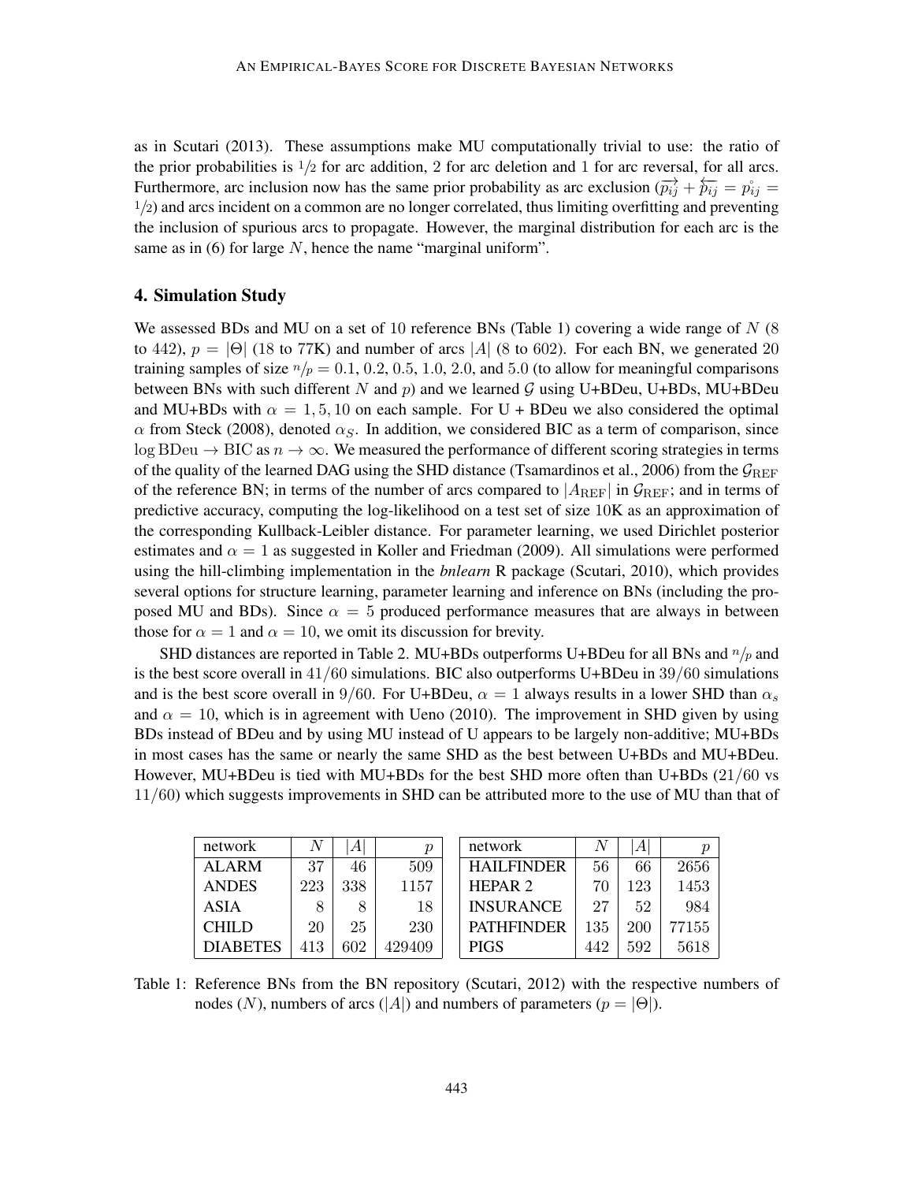as in Scutari (2013). These assumptions make MU computationally trivial to use: the ratio of the prior probabilities is $1/2$ for arc addition, 2 for arc deletion and 1 for arc reversal, for all arcs. Furthermore, arc inclusion now has the same prior probability as arc exclusion ($\overrightarrow{p_{ij}} + \overleftarrow{p_{ij}} = \mathring{p}_{ij} = 1/2$) and arcs incident on a common are no longer correlated, thus limiting overfitting and preventing the inclusion of spurious arcs to propagate. However, the marginal distribution for each arc is the same as in (6) for large $N$, hence the name "marginal uniform".

## 4. Simulation Study

We assessed BDs and MU on a set of 10 reference BNs (Table 1) covering a wide range of $N$ (8 to 442), $p = |\Theta|$ (18 to 77K) and number of arcs $|A|$ (8 to 602). For each BN, we generated 20 training samples of size $n/p = 0.1, 0.2, 0.5, 1.0, 2.0$, and $5.0$ (to allow for meaningful comparisons between BNs with such different $N$ and $p$) and we learned $\mathcal{G}$ using U+BDeu, U+BDs, MU+BDeu and MU+BDs with $\alpha = 1, 5, 10$ on each sample. For U + BDeu we also considered the optimal $\alpha$ from Steck (2008), denoted $\alpha_S$. In addition, we considered BIC as a term of comparison, since $\log \text{BDeu} \to \text{BIC}$ as $n \to \infty$. We measured the performance of different scoring strategies in terms of the quality of the learned DAG using the SHD distance (Tsamardinos et al., 2006) from the $\mathcal{G}_{\text{REF}}$ of the reference BN; in terms of the number of arcs compared to $|A_{\text{REF}}|$ in $\mathcal{G}_{\text{REF}}$; and in terms of predictive accuracy, computing the log-likelihood on a test set of size 10K as an approximation of the corresponding Kullback-Leibler distance. For parameter learning, we used Dirichlet posterior estimates and $\alpha = 1$ as suggested in Koller and Friedman (2009). All simulations were performed using the hill-climbing implementation in the *bnlearn* R package (Scutari, 2010), which provides several options for structure learning, parameter learning and inference on BNs (including the proposed MU and BDs). Since $\alpha = 5$ produced performance measures that are always in between those for $\alpha = 1$ and $\alpha = 10$, we omit its discussion for brevity.

SHD distances are reported in Table 2. MU+BDs outperforms U+BDeu for all BNs and $n/p$ and is the best score overall in $41/60$ simulations. BIC also outperforms U+BDeu in $39/60$ simulations and is the best score overall in $9/60$. For U+BDeu, $\alpha = 1$ always results in a lower SHD than $\alpha_s$ and $\alpha = 10$, which is in agreement with Ueno (2010). The improvement in SHD given by using BDs instead of BDeu and by using MU instead of U appears to be largely non-additive; MU+BDs in most cases has the same or nearly the same SHD as the best between U+BDs and MU+BDeu. However, MU+BDeu is tied with MU+BDs for the best SHD more often than U+BDs ($21/60$ vs $11/60$) which suggests improvements in SHD can be attributed more to the use of MU than that of

| network | $N$ | $\|A\|$ | $p$ | network | $N$ | $\|A\|$ | $p$ |
|---|---|---|---|---|---|---|---|
| ALARM | 37 | 46 | 509 | HAILFINDER | 56 | 66 | 2656 |
| ANDES | 223 | 338 | 1157 | HEPAR 2 | 70 | 123 | 1453 |
| ASIA | 8 | 8 | 18 | INSURANCE | 27 | 52 | 984 |
| CHILD | 20 | 25 | 230 | PATHFINDER | 135 | 200 | 77155 |
| DIABETES | 413 | 602 | 429409 | PIGS | 442 | 592 | 5618 |

Table 1: Reference BNs from the BN repository (Scutari, 2012) with the respective numbers of nodes ($N$), numbers of arcs ($|A|$) and numbers of parameters ($p = |\Theta|$).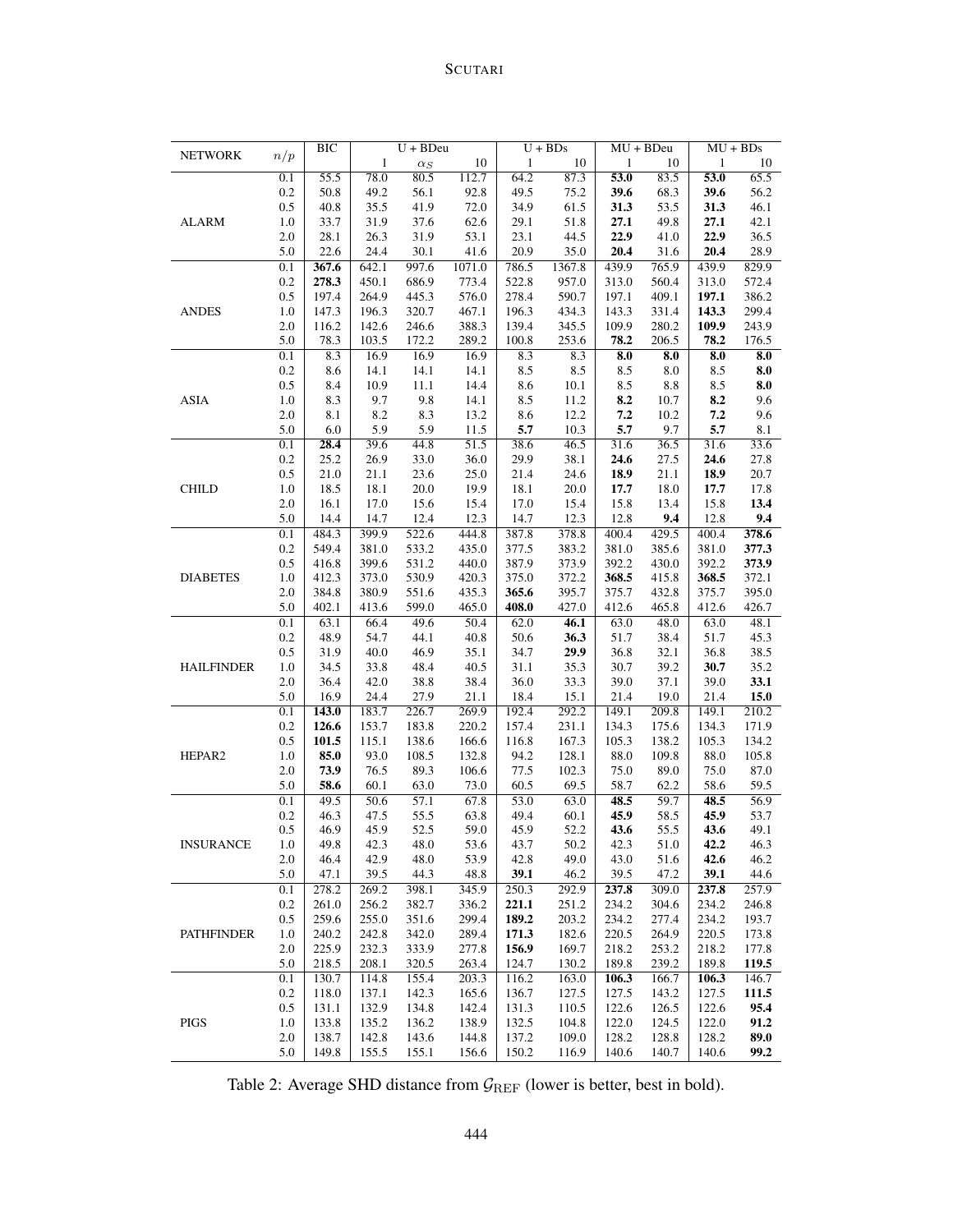| NETWORK | $n/p$ | BIC | U + BDeu | | | U + BDs | | MU + BDeu | | MU + BDs | |
|---|---|---|---|---|---|---|---|---|---|---|---|
| | | | 1 | $\alpha_S$ | 10 | 1 | 10 | 1 | 10 | 1 | 10 |
| ALARM | 0.1 | 55.5 | 78.0 | 80.5 | 112.7 | 64.2 | 87.3 | **53.0** | 83.5 | **53.0** | 65.5 |
| | 0.2 | 50.8 | 49.2 | 56.1 | 92.8 | 49.5 | 75.2 | **39.6** | 68.3 | **39.6** | 56.2 |
| | 0.5 | 40.8 | 35.5 | 41.9 | 72.0 | 34.9 | 61.5 | **31.3** | 53.5 | **31.3** | 46.1 |
| | 1.0 | 33.7 | 31.9 | 37.6 | 62.6 | 29.1 | 51.8 | **27.1** | 49.8 | **27.1** | 42.1 |
| | 2.0 | 28.1 | 26.3 | 31.9 | 53.1 | 23.1 | 44.5 | **22.9** | 41.0 | **22.9** | 36.5 |
| | 5.0 | 22.6 | 24.4 | 30.1 | 41.6 | 20.9 | 35.0 | **20.4** | 31.6 | **20.4** | 28.9 |
| ANDES | 0.1 | **367.6** | 642.1 | 997.6 | 1071.0 | 786.5 | 1367.8 | 439.9 | 765.9 | 439.9 | 829.9 |
| | 0.2 | **278.3** | 450.1 | 686.9 | 773.4 | 522.8 | 957.0 | 313.0 | 560.4 | 313.0 | 572.4 |
| | 0.5 | 197.4 | 264.9 | 445.3 | 576.0 | 278.4 | 590.7 | 197.1 | 409.1 | **197.1** | 386.2 |
| | 1.0 | 147.3 | 196.3 | 320.7 | 467.1 | 196.3 | 434.3 | 143.3 | 331.4 | **143.3** | 299.4 |
| | 2.0 | 116.2 | 142.6 | 246.6 | 388.3 | 139.4 | 345.5 | 109.9 | 280.2 | **109.9** | 243.9 |
| | 5.0 | 78.3 | 103.5 | 172.2 | 289.2 | 100.8 | 253.6 | **78.2** | 206.5 | **78.2** | 176.5 |
| ASIA | 0.1 | 8.3 | 16.9 | 16.9 | 16.9 | 8.3 | 8.3 | **8.0** | **8.0** | **8.0** | **8.0** |
| | 0.2 | 8.6 | 14.1 | 14.1 | 14.1 | 8.5 | 8.5 | 8.5 | 8.0 | 8.5 | **8.0** |
| | 0.5 | 8.4 | 10.9 | 11.1 | 14.4 | 8.6 | 10.1 | 8.5 | 8.8 | 8.5 | **8.0** |
| | 1.0 | 8.3 | 9.7 | 9.8 | 14.1 | 8.5 | 11.2 | **8.2** | 10.7 | **8.2** | 9.6 |
| | 2.0 | 8.1 | 8.2 | 8.3 | 13.2 | 8.6 | 12.2 | **7.2** | 10.2 | **7.2** | 9.6 |
| | 5.0 | 6.0 | 5.9 | 5.9 | 11.5 | **5.7** | 10.3 | **5.7** | 9.7 | **5.7** | 8.1 |
| CHILD | 0.1 | **28.4** | 39.6 | 44.8 | 51.5 | 38.6 | 46.5 | 31.6 | 36.5 | 31.6 | 33.6 |
| | 0.2 | 25.2 | 26.9 | 33.0 | 36.0 | 29.9 | 38.1 | **24.6** | 27.5 | **24.6** | 27.8 |
| | 0.5 | 21.0 | 21.1 | 23.6 | 25.0 | 21.4 | 24.6 | **18.9** | 21.1 | **18.9** | 20.7 |
| | 1.0 | 18.5 | 18.1 | 20.0 | 19.9 | 18.1 | 20.0 | **17.7** | 18.0 | **17.7** | 17.8 |
| | 2.0 | 16.1 | 17.0 | 15.6 | 15.4 | 17.0 | 15.4 | 15.8 | 13.4 | 15.8 | **13.4** |
| | 5.0 | 14.4 | 14.7 | 12.4 | 12.3 | 14.7 | 12.3 | 12.8 | **9.4** | 12.8 | **9.4** |
| DIABETES | 0.1 | 484.3 | 399.9 | 522.6 | 444.8 | 387.8 | 378.8 | 400.4 | 429.5 | 400.4 | **378.6** |
| | 0.2 | 549.4 | 381.0 | 533.2 | 435.0 | 377.5 | 383.2 | 381.0 | 385.6 | 381.0 | **377.3** |
| | 0.5 | 416.8 | 399.6 | 531.2 | 440.0 | 387.9 | 373.9 | 392.2 | 430.0 | 392.2 | **373.9** |
| | 1.0 | 412.3 | 373.0 | 530.9 | 420.3 | 375.0 | 372.2 | **368.5** | 415.8 | **368.5** | 372.1 |
| | 2.0 | 384.8 | 380.9 | 551.6 | 435.3 | **365.6** | 395.7 | 375.7 | 432.8 | 375.7 | 395.0 |
| | 5.0 | 402.1 | 413.6 | 599.0 | 465.0 | **408.0** | 427.0 | 412.6 | 465.8 | 412.6 | 426.7 |
| HAILFINDER | 0.1 | 63.1 | 66.4 | 49.6 | 50.4 | 62.0 | **46.1** | 63.0 | 48.0 | 63.0 | 48.1 |
| | 0.2 | 48.9 | 54.7 | 44.1 | 40.8 | 50.6 | **36.3** | 51.7 | 38.4 | 51.7 | 45.3 |
| | 0.5 | 31.9 | 40.0 | 46.9 | 35.1 | 34.7 | **29.9** | 36.8 | 32.1 | 36.8 | 38.5 |
| | 1.0 | 34.5 | 33.8 | 48.4 | 40.5 | 31.1 | 35.3 | 30.7 | 39.2 | **30.7** | 35.2 |
| | 2.0 | 36.4 | 42.0 | 38.8 | 38.4 | 36.0 | 33.3 | 39.0 | 37.1 | 39.0 | **33.1** |
| | 5.0 | 16.9 | 24.4 | 27.9 | 21.1 | 18.4 | 15.1 | 21.4 | 19.0 | 21.4 | **15.0** |
| HEPAR2 | 0.1 | **143.0** | 183.7 | 226.7 | 269.9 | 192.4 | 292.2 | 149.1 | 209.8 | 149.1 | 210.2 |
| | 0.2 | **126.6** | 153.7 | 183.8 | 220.2 | 157.4 | 231.1 | 134.3 | 175.6 | 134.3 | 171.9 |
| | 0.5 | **101.5** | 115.1 | 138.6 | 166.6 | 116.8 | 167.3 | 105.3 | 138.2 | 105.3 | 134.2 |
| | 1.0 | **85.0** | 93.0 | 108.5 | 132.8 | 94.2 | 128.1 | 88.0 | 109.8 | 88.0 | 105.8 |
| | 2.0 | **73.9** | 76.5 | 89.3 | 106.6 | 77.5 | 102.3 | 75.0 | 89.0 | 75.0 | 87.0 |
| | 5.0 | **58.6** | 60.1 | 63.0 | 73.0 | 60.5 | 69.5 | 58.7 | 62.2 | 58.6 | 59.5 |
| INSURANCE | 0.1 | 49.5 | 50.6 | 57.1 | 67.8 | 53.0 | 63.0 | **48.5** | 59.7 | **48.5** | 56.9 |
| | 0.2 | 46.3 | 47.5 | 55.5 | 63.8 | 49.4 | 60.1 | **45.9** | 58.5 | **45.9** | 53.7 |
| | 0.5 | 46.9 | 45.9 | 52.5 | 59.0 | 45.9 | 52.2 | **43.6** | 55.5 | **43.6** | 49.1 |
| | 1.0 | 49.8 | 42.3 | 48.0 | 53.6 | 43.7 | 50.2 | 42.3 | 51.0 | **42.2** | 46.3 |
| | 2.0 | 46.4 | 42.9 | 48.0 | 53.9 | 42.8 | 49.0 | 43.0 | 51.6 | **42.6** | 46.2 |
| | 5.0 | 47.1 | 39.5 | 44.3 | 48.8 | **39.1** | 46.2 | 39.5 | 47.2 | **39.1** | 44.6 |
| PATHFINDER | 0.1 | 278.2 | 269.2 | 398.1 | 345.9 | 250.3 | 292.9 | **237.8** | 309.0 | **237.8** | 257.9 |
| | 0.2 | 261.0 | 256.2 | 382.7 | 336.2 | **221.1** | 251.2 | 234.2 | 304.6 | 234.2 | 246.8 |
| | 0.5 | 259.6 | 255.0 | 351.6 | 299.4 | **189.2** | 203.2 | 234.2 | 277.4 | 234.2 | 193.7 |
| | 1.0 | 240.2 | 242.8 | 342.0 | 289.4 | **171.3** | 182.6 | 220.5 | 264.9 | 220.5 | 173.8 |
| | 2.0 | 225.9 | 232.3 | 333.9 | 277.8 | **156.9** | 169.7 | 218.2 | 253.2 | 218.2 | 177.8 |
| | 5.0 | 218.5 | 208.1 | 320.5 | 263.4 | 124.7 | 130.2 | 189.8 | 239.2 | 189.8 | **119.5** |
| PIGS | 0.1 | 130.7 | 114.8 | 155.4 | 203.3 | 116.2 | 163.0 | **106.3** | 166.7 | **106.3** | 146.7 |
| | 0.2 | 118.0 | 137.1 | 142.3 | 165.6 | 136.7 | 127.5 | 127.5 | 143.2 | 127.5 | **111.5** |
| | 0.5 | 131.1 | 132.9 | 134.8 | 142.4 | 131.3 | 110.5 | 122.6 | 126.5 | 122.6 | **95.4** |
| | 1.0 | 133.8 | 135.2 | 136.2 | 138.9 | 132.5 | 104.8 | 122.0 | 124.5 | 122.0 | **91.2** |
| | 2.0 | 138.7 | 142.8 | 143.6 | 144.8 | 137.2 | 109.0 | 128.2 | 128.8 | 128.2 | **89.0** |
| | 5.0 | 149.8 | 155.5 | 155.1 | 156.6 | 150.2 | 116.9 | 140.6 | 140.7 | 140.6 | **99.2** |

Table 2: Average SHD distance from $\mathcal{G}_{\mathrm{REF}}$ (lower is better, best in bold).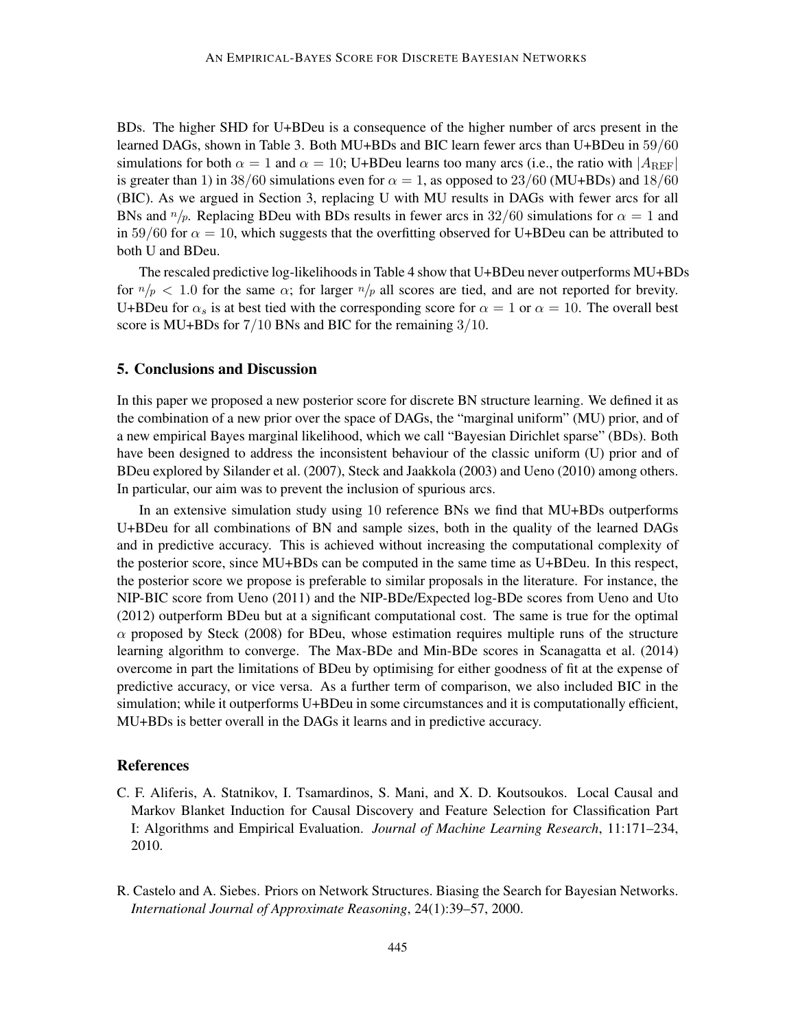BDs. The higher SHD for U+BDeu is a consequence of the higher number of arcs present in the learned DAGs, shown in Table 3. Both MU+BDs and BIC learn fewer arcs than U+BDeu in $59/60$ simulations for both $\alpha = 1$ and $\alpha = 10$; U+BDeu learns too many arcs (i.e., the ratio with $|A_{\text{REF}}|$ is greater than 1) in $38/60$ simulations even for $\alpha = 1$, as opposed to $23/60$ (MU+BDs) and $18/60$ (BIC). As we argued in Section 3, replacing U with MU results in DAGs with fewer arcs for all BNs and $n/p$. Replacing BDeu with BDs results in fewer arcs in $32/60$ simulations for $\alpha = 1$ and in $59/60$ for $\alpha = 10$, which suggests that the overfitting observed for U+BDeu can be attributed to both U and BDeu.

The rescaled predictive log-likelihoods in Table 4 show that U+BDeu never outperforms MU+BDs for $n/p < 1.0$ for the same $\alpha$; for larger $n/p$ all scores are tied, and are not reported for brevity. U+BDeu for $\alpha_s$ is at best tied with the corresponding score for $\alpha = 1$ or $\alpha = 10$. The overall best score is MU+BDs for $7/10$ BNs and BIC for the remaining $3/10$.

## 5. Conclusions and Discussion

In this paper we proposed a new posterior score for discrete BN structure learning. We defined it as the combination of a new prior over the space of DAGs, the "marginal uniform" (MU) prior, and of a new empirical Bayes marginal likelihood, which we call "Bayesian Dirichlet sparse" (BDs). Both have been designed to address the inconsistent behaviour of the classic uniform (U) prior and of BDeu explored by Silander et al. (2007), Steck and Jaakkola (2003) and Ueno (2010) among others. In particular, our aim was to prevent the inclusion of spurious arcs.

In an extensive simulation study using 10 reference BNs we find that MU+BDs outperforms U+BDeu for all combinations of BN and sample sizes, both in the quality of the learned DAGs and in predictive accuracy. This is achieved without increasing the computational complexity of the posterior score, since MU+BDs can be computed in the same time as U+BDeu. In this respect, the posterior score we propose is preferable to similar proposals in the literature. For instance, the NIP-BIC score from Ueno (2011) and the NIP-BDe/Expected log-BDe scores from Ueno and Uto (2012) outperform BDeu but at a significant computational cost. The same is true for the optimal $\alpha$ proposed by Steck (2008) for BDeu, whose estimation requires multiple runs of the structure learning algorithm to converge. The Max-BDe and Min-BDe scores in Scanagatta et al. (2014) overcome in part the limitations of BDeu by optimising for either goodness of fit at the expense of predictive accuracy, or vice versa. As a further term of comparison, we also included BIC in the simulation; while it outperforms U+BDeu in some circumstances and it is computationally efficient, MU+BDs is better overall in the DAGs it learns and in predictive accuracy.

## References

C. F. Aliferis, A. Statnikov, I. Tsamardinos, S. Mani, and X. D. Koutsoukos. Local Causal and Markov Blanket Induction for Causal Discovery and Feature Selection for Classification Part I: Algorithms and Empirical Evaluation. *Journal of Machine Learning Research*, 11:171–234, 2010.

R. Castelo and A. Siebes. Priors on Network Structures. Biasing the Search for Bayesian Networks. *International Journal of Approximate Reasoning*, 24(1):39–57, 2000.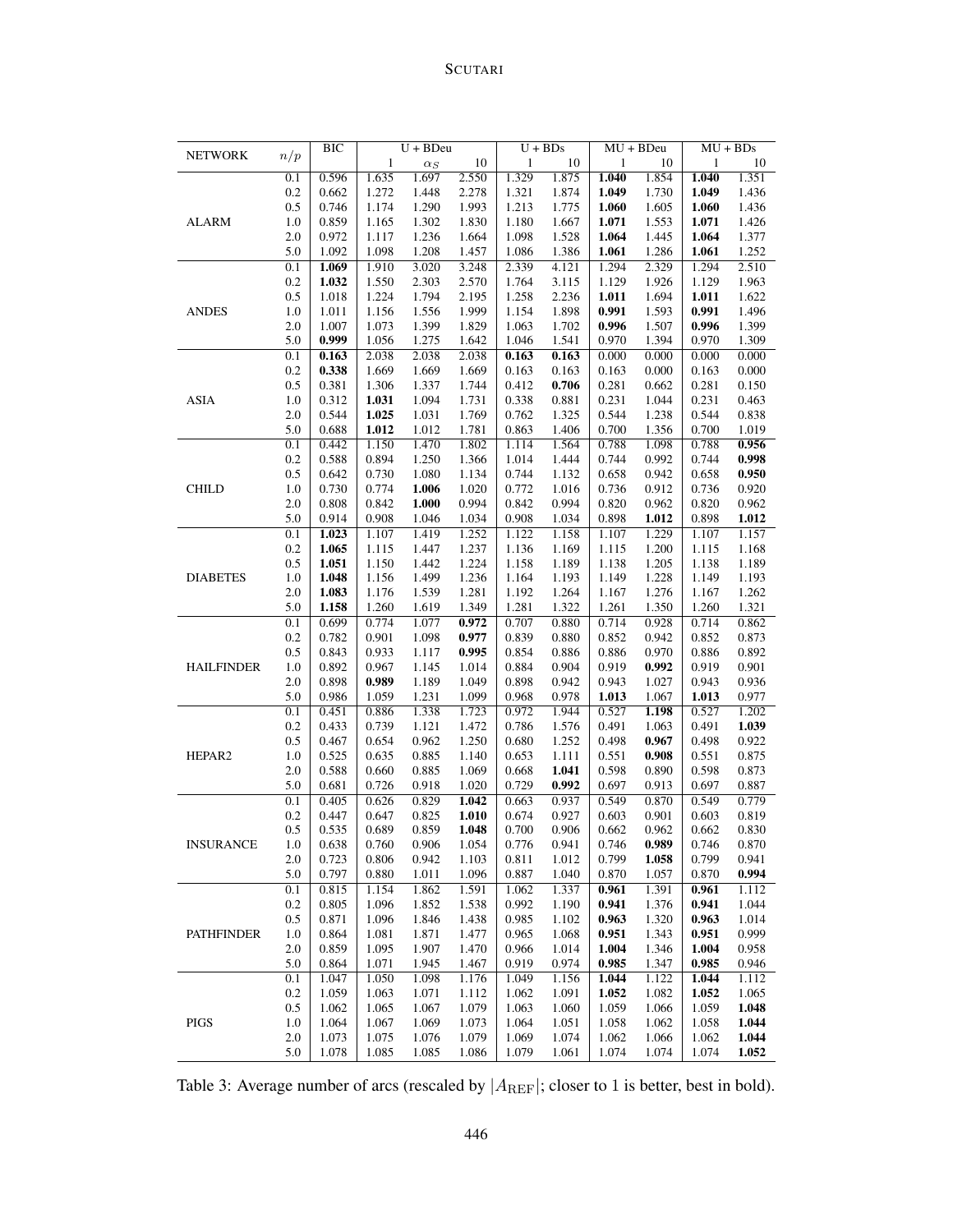| NETWORK | $n/p$ | BIC | U + BDeu | | | U + BDs | | MU + BDeu | | MU + BDs | |
|---|---|---|---|---|---|---|---|---|---|---|---|
| | | | 1 | $\alpha_S$ | 10 | 1 | 10 | 1 | 10 | 1 | 10 |
| ALARM | 0.1 | 0.596 | 1.635 | 1.697 | 2.550 | 1.329 | 1.875 | **1.040** | 1.854 | **1.040** | 1.351 |
| | 0.2 | 0.662 | 1.272 | 1.448 | 2.278 | 1.321 | 1.874 | **1.049** | 1.730 | **1.049** | 1.436 |
| | 0.5 | 0.746 | 1.174 | 1.290 | 1.993 | 1.213 | 1.775 | **1.060** | 1.605 | **1.060** | 1.436 |
| | 1.0 | 0.859 | 1.165 | 1.302 | 1.830 | 1.180 | 1.667 | **1.071** | 1.553 | **1.071** | 1.426 |
| | 2.0 | 0.972 | 1.117 | 1.236 | 1.664 | 1.098 | 1.528 | **1.064** | 1.445 | **1.064** | 1.377 |
| | 5.0 | 1.092 | 1.098 | 1.208 | 1.457 | 1.086 | 1.386 | **1.061** | 1.286 | **1.061** | 1.252 |
| ANDES | 0.1 | **1.069** | 1.910 | 3.020 | 3.248 | 2.339 | 4.121 | 1.294 | 2.329 | 1.294 | 2.510 |
| | 0.2 | **1.032** | 1.550 | 2.303 | 2.570 | 1.764 | 3.115 | 1.129 | 1.926 | 1.129 | 1.963 |
| | 0.5 | 1.018 | 1.224 | 1.794 | 2.195 | 1.258 | 2.236 | **1.011** | 1.694 | **1.011** | 1.622 |
| | 1.0 | 1.011 | 1.156 | 1.556 | 1.999 | 1.154 | 1.898 | **0.991** | 1.593 | **0.991** | 1.496 |
| | 2.0 | 1.007 | 1.073 | 1.399 | 1.829 | 1.063 | 1.702 | **0.996** | 1.507 | **0.996** | 1.399 |
| | 5.0 | **0.999** | 1.056 | 1.275 | 1.642 | 1.046 | 1.541 | 0.970 | 1.394 | 0.970 | 1.309 |
| ASIA | 0.1 | **0.163** | 2.038 | 2.038 | 2.038 | **0.163** | **0.163** | 0.000 | 0.000 | 0.000 | 0.000 |
| | 0.2 | **0.338** | 1.669 | 1.669 | 1.669 | 0.163 | 0.163 | 0.163 | 0.000 | 0.163 | 0.000 |
| | 0.5 | 0.381 | 1.306 | 1.337 | 1.744 | 0.412 | **0.706** | 0.281 | 0.662 | 0.281 | 0.150 |
| | 1.0 | 0.312 | **1.031** | 1.094 | 1.731 | 0.338 | 0.881 | 0.231 | 1.044 | 0.231 | 0.463 |
| | 2.0 | 0.544 | **1.025** | 1.031 | 1.769 | 0.762 | 1.325 | 0.544 | 1.238 | 0.544 | 0.838 |
| | 5.0 | 0.688 | **1.012** | 1.012 | 1.781 | 0.863 | 1.406 | 0.700 | 1.356 | 0.700 | 1.019 |
| CHILD | 0.1 | 0.442 | 1.150 | 1.470 | 1.802 | 1.114 | 1.564 | 0.788 | 1.098 | 0.788 | **0.956** |
| | 0.2 | 0.588 | 0.894 | 1.250 | 1.366 | 1.014 | 1.444 | 0.744 | 0.992 | 0.744 | **0.998** |
| | 0.5 | 0.642 | 0.730 | 1.080 | 1.134 | 0.744 | 1.132 | 0.658 | 0.942 | 0.658 | **0.950** |
| | 1.0 | 0.730 | 0.774 | **1.006** | 1.020 | 0.772 | 1.016 | 0.736 | 0.912 | 0.736 | 0.920 |
| | 2.0 | 0.808 | 0.842 | **1.000** | 0.994 | 0.842 | 0.994 | 0.820 | 0.962 | 0.820 | 0.962 |
| | 5.0 | 0.914 | 0.908 | 1.046 | 1.034 | 0.908 | 1.034 | 0.898 | **1.012** | 0.898 | **1.012** |
| DIABETES | 0.1 | **1.023** | 1.107 | 1.419 | 1.252 | 1.122 | 1.158 | 1.107 | 1.229 | 1.107 | 1.157 |
| | 0.2 | **1.065** | 1.115 | 1.447 | 1.237 | 1.136 | 1.169 | 1.115 | 1.200 | 1.115 | 1.168 |
| | 0.5 | **1.051** | 1.150 | 1.442 | 1.224 | 1.158 | 1.189 | 1.138 | 1.205 | 1.138 | 1.189 |
| | 1.0 | **1.048** | 1.156 | 1.499 | 1.236 | 1.164 | 1.193 | 1.149 | 1.228 | 1.149 | 1.193 |
| | 2.0 | **1.083** | 1.176 | 1.539 | 1.281 | 1.192 | 1.264 | 1.167 | 1.276 | 1.167 | 1.262 |
| | 5.0 | **1.158** | 1.260 | 1.619 | 1.349 | 1.281 | 1.322 | 1.261 | 1.350 | 1.260 | 1.321 |
| HAILFINDER | 0.1 | 0.699 | 0.774 | 1.077 | **0.972** | 0.707 | 0.880 | 0.714 | 0.928 | 0.714 | 0.862 |
| | 0.2 | 0.782 | 0.901 | 1.098 | **0.977** | 0.839 | 0.880 | 0.852 | 0.942 | 0.852 | 0.873 |
| | 0.5 | 0.843 | 0.933 | 1.117 | **0.995** | 0.854 | 0.886 | 0.886 | 0.970 | 0.886 | 0.892 |
| | 1.0 | 0.892 | 0.967 | 1.145 | 1.014 | 0.884 | 0.904 | 0.919 | **0.992** | 0.919 | 0.901 |
| | 2.0 | 0.898 | **0.989** | 1.189 | 1.049 | 0.898 | 0.942 | 0.943 | 1.027 | 0.943 | 0.936 |
| | 5.0 | 0.986 | 1.059 | 1.231 | 1.099 | 0.968 | 0.978 | **1.013** | 1.067 | **1.013** | 0.977 |
| HEPAR2 | 0.1 | 0.451 | 0.886 | 1.338 | 1.723 | 0.972 | 1.944 | 0.527 | **1.198** | 0.527 | 1.202 |
| | 0.2 | 0.433 | 0.739 | 1.121 | 1.472 | 0.786 | 1.576 | 0.491 | 1.063 | 0.491 | **1.039** |
| | 0.5 | 0.467 | 0.654 | 0.962 | 1.250 | 0.680 | 1.252 | 0.498 | **0.967** | 0.498 | 0.922 |
| | 1.0 | 0.525 | 0.635 | 0.885 | 1.140 | 0.653 | 1.111 | 0.551 | **0.908** | 0.551 | 0.875 |
| | 2.0 | 0.588 | 0.660 | 0.885 | 1.069 | 0.668 | **1.041** | 0.598 | 0.890 | 0.598 | 0.873 |
| | 5.0 | 0.681 | 0.726 | 0.918 | 1.020 | 0.729 | **0.992** | 0.697 | 0.913 | 0.697 | 0.887 |
| INSURANCE | 0.1 | 0.405 | 0.626 | 0.829 | **1.042** | 0.663 | 0.937 | 0.549 | 0.870 | 0.549 | 0.779 |
| | 0.2 | 0.447 | 0.647 | 0.825 | **1.010** | 0.674 | 0.927 | 0.603 | 0.901 | 0.603 | 0.819 |
| | 0.5 | 0.535 | 0.689 | 0.859 | **1.048** | 0.700 | 0.906 | 0.662 | 0.962 | 0.662 | 0.830 |
| | 1.0 | 0.638 | 0.760 | 0.906 | 1.054 | 0.776 | 0.941 | 0.746 | **0.989** | 0.746 | 0.870 |
| | 2.0 | 0.723 | 0.806 | 0.942 | 1.103 | 0.811 | 1.012 | 0.799 | **1.058** | 0.799 | 0.941 |
| | 5.0 | 0.797 | 0.880 | 1.011 | 1.096 | 0.887 | 1.040 | 0.870 | 1.057 | 0.870 | **0.994** |
| PATHFINDER | 0.1 | 0.815 | 1.154 | 1.862 | 1.591 | 1.062 | 1.337 | **0.961** | 1.391 | **0.961** | 1.112 |
| | 0.2 | 0.805 | 1.096 | 1.852 | 1.538 | 0.992 | 1.190 | **0.941** | 1.376 | **0.941** | 1.044 |
| | 0.5 | 0.871 | 1.096 | 1.846 | 1.438 | 0.985 | 1.102 | **0.963** | 1.320 | **0.963** | 1.014 |
| | 1.0 | 0.864 | 1.081 | 1.871 | 1.477 | 0.965 | 1.068 | **0.951** | 1.343 | **0.951** | 0.999 |
| | 2.0 | 0.859 | 1.095 | 1.907 | 1.470 | 0.966 | 1.014 | **1.004** | 1.346 | **1.004** | 0.958 |
| | 5.0 | 0.864 | 1.071 | 1.945 | 1.467 | 0.919 | 0.974 | **0.985** | 1.347 | **0.985** | 0.946 |
| PIGS | 0.1 | 1.047 | 1.050 | 1.098 | 1.176 | 1.049 | 1.156 | **1.044** | 1.122 | **1.044** | 1.112 |
| | 0.2 | 1.059 | 1.063 | 1.071 | 1.112 | 1.062 | 1.091 | **1.052** | 1.082 | **1.052** | 1.065 |
| | 0.5 | 1.062 | 1.065 | 1.067 | 1.079 | 1.063 | 1.060 | 1.059 | 1.066 | 1.059 | **1.048** |
| | 1.0 | 1.064 | 1.067 | 1.069 | 1.073 | 1.064 | 1.051 | 1.058 | 1.062 | 1.058 | **1.044** |
| | 2.0 | 1.073 | 1.075 | 1.076 | 1.079 | 1.069 | 1.074 | 1.062 | 1.066 | 1.062 | **1.044** |
| | 5.0 | 1.078 | 1.085 | 1.085 | 1.086 | 1.079 | 1.061 | 1.074 | 1.074 | 1.074 | **1.052** |

Table 3: Average number of arcs (rescaled by $|A_{\text{REF}}|$; closer to 1 is better, best in bold).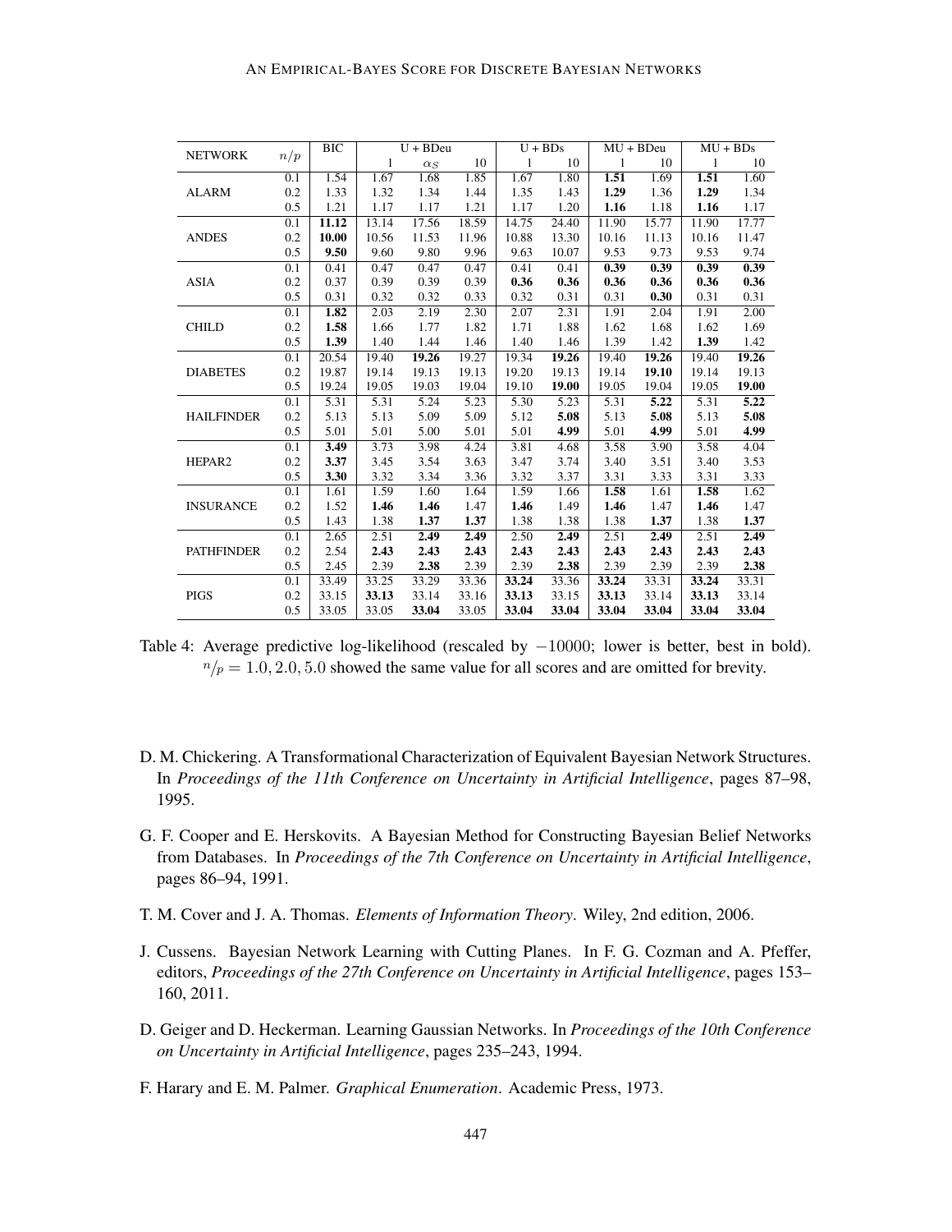| NETWORK | $n/p$ | BIC | U + BDeu | | | U + BDs | | MU + BDeu | | MU + BDs | |
|---|---|---|---|---|---|---|---|---|---|---|---|
| | | | 1 | $\alpha_S$ | 10 | 1 | 10 | 1 | 10 | 1 | 10 |
| ALARM | 0.1 | 1.54 | 1.67 | 1.68 | 1.85 | 1.67 | 1.80 | **1.51** | 1.69 | **1.51** | 1.60 |
| | 0.2 | 1.33 | 1.32 | 1.34 | 1.44 | 1.35 | 1.43 | **1.29** | 1.36 | **1.29** | 1.34 |
| | 0.5 | 1.21 | 1.17 | 1.17 | 1.21 | 1.17 | 1.20 | **1.16** | 1.18 | **1.16** | 1.17 |
| ANDES | 0.1 | **11.12** | 13.14 | 17.56 | 18.59 | 14.75 | 24.40 | 11.90 | 15.77 | 11.90 | 17.77 |
| | 0.2 | **10.00** | 10.56 | 11.53 | 11.96 | 10.88 | 13.30 | 10.16 | 11.13 | 10.16 | 11.47 |
| | 0.5 | **9.50** | 9.60 | 9.80 | 9.96 | 9.63 | 10.07 | 9.53 | 9.73 | 9.53 | 9.74 |
| ASIA | 0.1 | 0.41 | 0.47 | 0.47 | 0.47 | 0.41 | 0.41 | **0.39** | **0.39** | **0.39** | **0.39** |
| | 0.2 | 0.37 | 0.39 | 0.39 | 0.39 | **0.36** | **0.36** | **0.36** | **0.36** | **0.36** | **0.36** |
| | 0.5 | 0.31 | 0.32 | 0.32 | 0.33 | 0.32 | 0.31 | 0.31 | **0.30** | 0.31 | 0.31 |
| CHILD | 0.1 | **1.82** | 2.03 | 2.19 | 2.30 | 2.07 | 2.31 | 1.91 | 2.04 | 1.91 | 2.00 |
| | 0.2 | **1.58** | 1.66 | 1.77 | 1.82 | 1.71 | 1.88 | 1.62 | 1.68 | 1.62 | 1.69 |
| | 0.5 | **1.39** | 1.40 | 1.44 | 1.46 | 1.40 | 1.46 | 1.39 | 1.42 | **1.39** | 1.42 |
| DIABETES | 0.1 | 20.54 | 19.40 | **19.26** | 19.27 | 19.34 | **19.26** | 19.40 | **19.26** | 19.40 | **19.26** |
| | 0.2 | 19.87 | 19.14 | 19.13 | 19.13 | 19.20 | 19.13 | 19.14 | **19.10** | 19.14 | 19.13 |
| | 0.5 | 19.24 | 19.05 | 19.03 | 19.04 | 19.10 | **19.00** | 19.05 | 19.04 | 19.05 | **19.00** |
| HAILFINDER | 0.1 | 5.31 | 5.31 | 5.24 | 5.23 | 5.30 | 5.23 | 5.31 | **5.22** | 5.31 | **5.22** |
| | 0.2 | 5.13 | 5.13 | 5.09 | 5.09 | 5.12 | **5.08** | 5.13 | **5.08** | 5.13 | **5.08** |
| | 0.5 | 5.01 | 5.01 | 5.00 | 5.01 | 5.01 | **4.99** | 5.01 | **4.99** | 5.01 | **4.99** |
| HEPAR2 | 0.1 | **3.49** | 3.73 | 3.98 | 4.24 | 3.81 | 4.68 | 3.58 | 3.90 | 3.58 | 4.04 |
| | 0.2 | **3.37** | 3.45 | 3.54 | 3.63 | 3.47 | 3.74 | 3.40 | 3.51 | 3.40 | 3.53 |
| | 0.5 | **3.30** | 3.32 | 3.34 | 3.36 | 3.32 | 3.37 | 3.31 | 3.33 | 3.31 | 3.33 |
| INSURANCE | 0.1 | 1.61 | 1.59 | 1.60 | 1.64 | 1.59 | 1.66 | **1.58** | 1.61 | **1.58** | 1.62 |
| | 0.2 | 1.52 | **1.46** | **1.46** | 1.47 | **1.46** | 1.49 | **1.46** | 1.47 | **1.46** | 1.47 |
| | 0.5 | 1.43 | 1.38 | **1.37** | **1.37** | 1.38 | 1.38 | 1.38 | **1.37** | 1.38 | **1.37** |
| PATHFINDER | 0.1 | 2.65 | 2.51 | **2.49** | **2.49** | 2.50 | **2.49** | 2.51 | **2.49** | 2.51 | **2.49** |
| | 0.2 | 2.54 | **2.43** | **2.43** | **2.43** | **2.43** | **2.43** | **2.43** | **2.43** | **2.43** | **2.43** |
| | 0.5 | 2.45 | 2.39 | **2.38** | 2.39 | 2.39 | **2.38** | 2.39 | 2.39 | 2.39 | **2.38** |
| PIGS | 0.1 | 33.49 | 33.25 | 33.29 | 33.36 | **33.24** | 33.36 | **33.24** | 33.31 | **33.24** | 33.31 |
| | 0.2 | 33.15 | **33.13** | 33.14 | 33.16 | **33.13** | 33.15 | **33.13** | 33.14 | **33.13** | 33.14 |
| | 0.5 | 33.05 | 33.05 | **33.04** | 33.05 | **33.04** | **33.04** | **33.04** | **33.04** | **33.04** | **33.04** |

Table 4: Average predictive log-likelihood (rescaled by $-10000$; lower is better, best in bold). $n/p = 1.0, 2.0, 5.0$ showed the same value for all scores and are omitted for brevity.

D. M. Chickering. A Transformational Characterization of Equivalent Bayesian Network Structures. In *Proceedings of the 11th Conference on Uncertainty in Artificial Intelligence*, pages 87–98, 1995.

G. F. Cooper and E. Herskovits. A Bayesian Method for Constructing Bayesian Belief Networks from Databases. In *Proceedings of the 7th Conference on Uncertainty in Artificial Intelligence*, pages 86–94, 1991.

T. M. Cover and J. A. Thomas. *Elements of Information Theory*. Wiley, 2nd edition, 2006.

J. Cussens. Bayesian Network Learning with Cutting Planes. In F. G. Cozman and A. Pfeffer, editors, *Proceedings of the 27th Conference on Uncertainty in Artificial Intelligence*, pages 153–160, 2011.

D. Geiger and D. Heckerman. Learning Gaussian Networks. In *Proceedings of the 10th Conference on Uncertainty in Artificial Intelligence*, pages 235–243, 1994.

F. Harary and E. M. Palmer. *Graphical Enumeration*. Academic Press, 1973.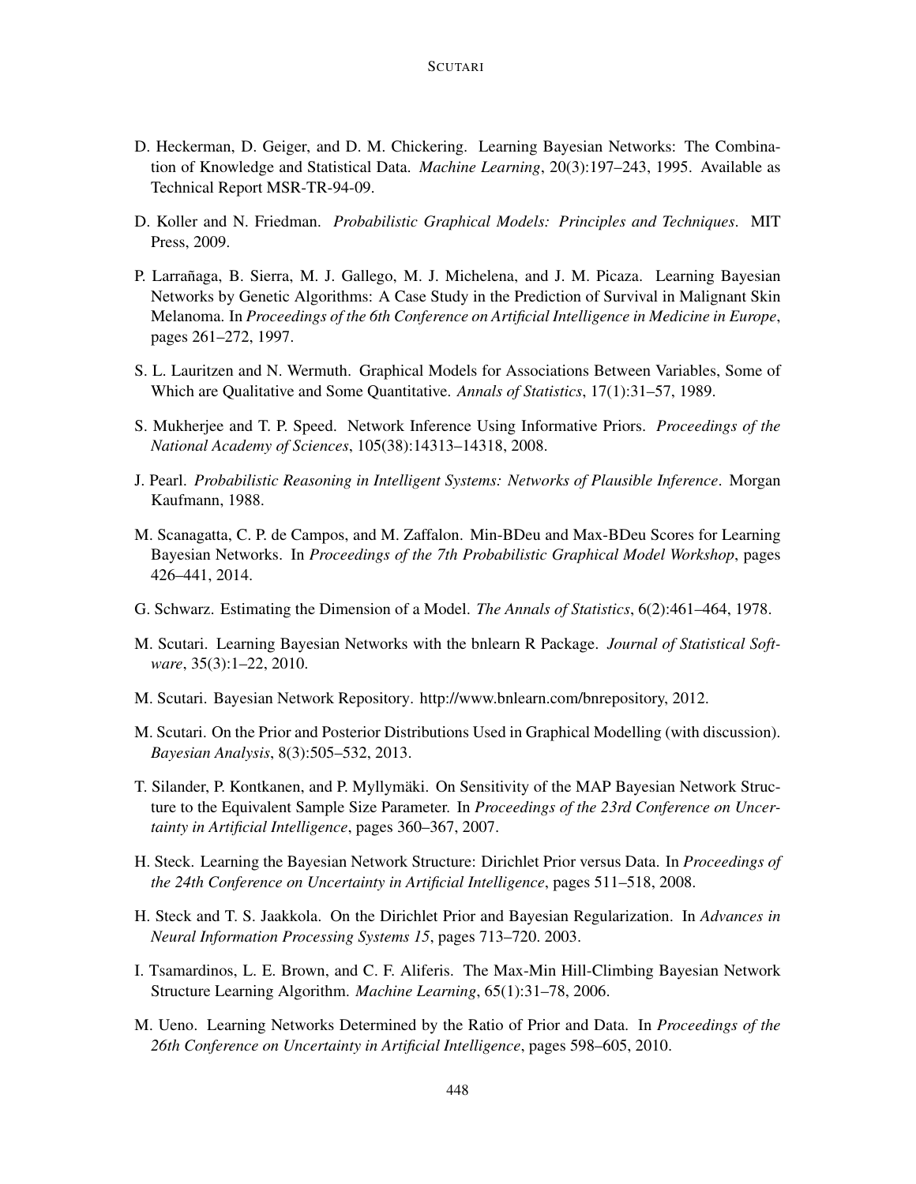D. Heckerman, D. Geiger, and D. M. Chickering. Learning Bayesian Networks: The Combination of Knowledge and Statistical Data. *Machine Learning*, 20(3):197–243, 1995. Available as Technical Report MSR-TR-94-09.

D. Koller and N. Friedman. *Probabilistic Graphical Models: Principles and Techniques*. MIT Press, 2009.

P. Larrañaga, B. Sierra, M. J. Gallego, M. J. Michelena, and J. M. Picaza. Learning Bayesian Networks by Genetic Algorithms: A Case Study in the Prediction of Survival in Malignant Skin Melanoma. In *Proceedings of the 6th Conference on Artificial Intelligence in Medicine in Europe*, pages 261–272, 1997.

S. L. Lauritzen and N. Wermuth. Graphical Models for Associations Between Variables, Some of Which are Qualitative and Some Quantitative. *Annals of Statistics*, 17(1):31–57, 1989.

S. Mukherjee and T. P. Speed. Network Inference Using Informative Priors. *Proceedings of the National Academy of Sciences*, 105(38):14313–14318, 2008.

J. Pearl. *Probabilistic Reasoning in Intelligent Systems: Networks of Plausible Inference*. Morgan Kaufmann, 1988.

M. Scanagatta, C. P. de Campos, and M. Zaffalon. Min-BDeu and Max-BDeu Scores for Learning Bayesian Networks. In *Proceedings of the 7th Probabilistic Graphical Model Workshop*, pages 426–441, 2014.

G. Schwarz. Estimating the Dimension of a Model. *The Annals of Statistics*, 6(2):461–464, 1978.

M. Scutari. Learning Bayesian Networks with the bnlearn R Package. *Journal of Statistical Software*, 35(3):1–22, 2010.

M. Scutari. Bayesian Network Repository. http://www.bnlearn.com/bnrepository, 2012.

M. Scutari. On the Prior and Posterior Distributions Used in Graphical Modelling (with discussion). *Bayesian Analysis*, 8(3):505–532, 2013.

T. Silander, P. Kontkanen, and P. Myllymäki. On Sensitivity of the MAP Bayesian Network Structure to the Equivalent Sample Size Parameter. In *Proceedings of the 23rd Conference on Uncertainty in Artificial Intelligence*, pages 360–367, 2007.

H. Steck. Learning the Bayesian Network Structure: Dirichlet Prior versus Data. In *Proceedings of the 24th Conference on Uncertainty in Artificial Intelligence*, pages 511–518, 2008.

H. Steck and T. S. Jaakkola. On the Dirichlet Prior and Bayesian Regularization. In *Advances in Neural Information Processing Systems 15*, pages 713–720. 2003.

I. Tsamardinos, L. E. Brown, and C. F. Aliferis. The Max-Min Hill-Climbing Bayesian Network Structure Learning Algorithm. *Machine Learning*, 65(1):31–78, 2006.

M. Ueno. Learning Networks Determined by the Ratio of Prior and Data. In *Proceedings of the 26th Conference on Uncertainty in Artificial Intelligence*, pages 598–605, 2010.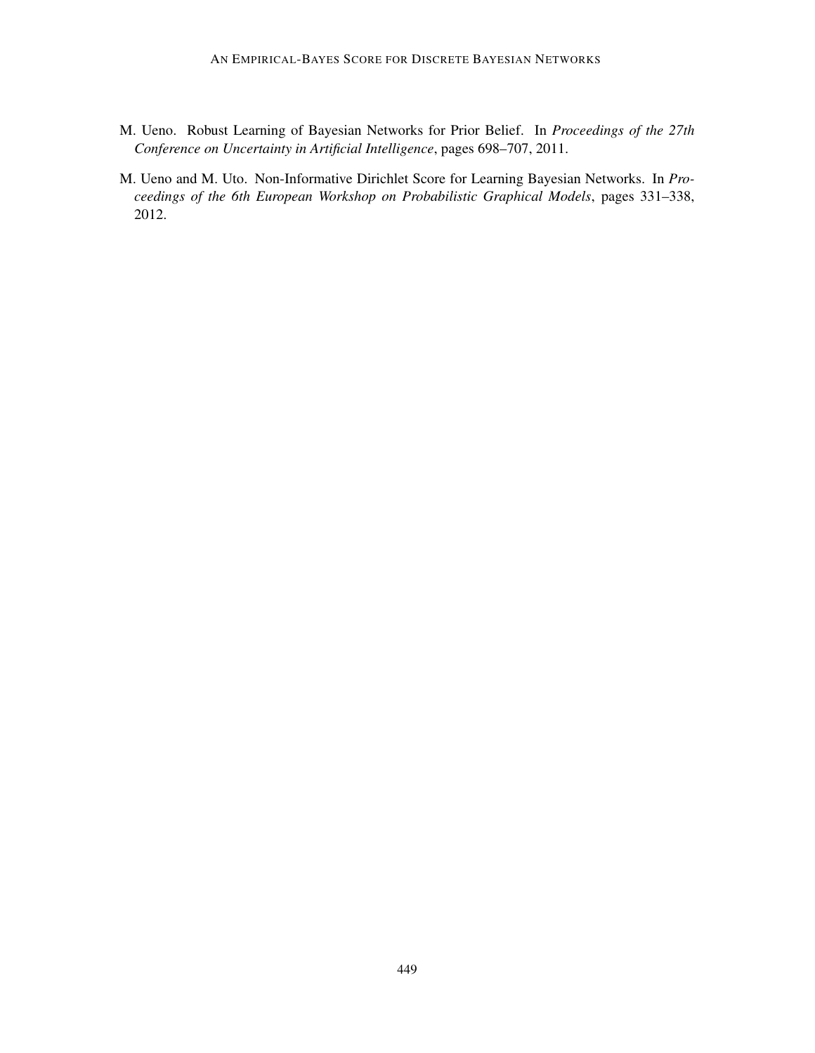M. Ueno. Robust Learning of Bayesian Networks for Prior Belief. In *Proceedings of the 27th Conference on Uncertainty in Artificial Intelligence*, pages 698–707, 2011.

M. Ueno and M. Uto. Non-Informative Dirichlet Score for Learning Bayesian Networks. In *Proceedings of the 6th European Workshop on Probabilistic Graphical Models*, pages 331–338, 2012.